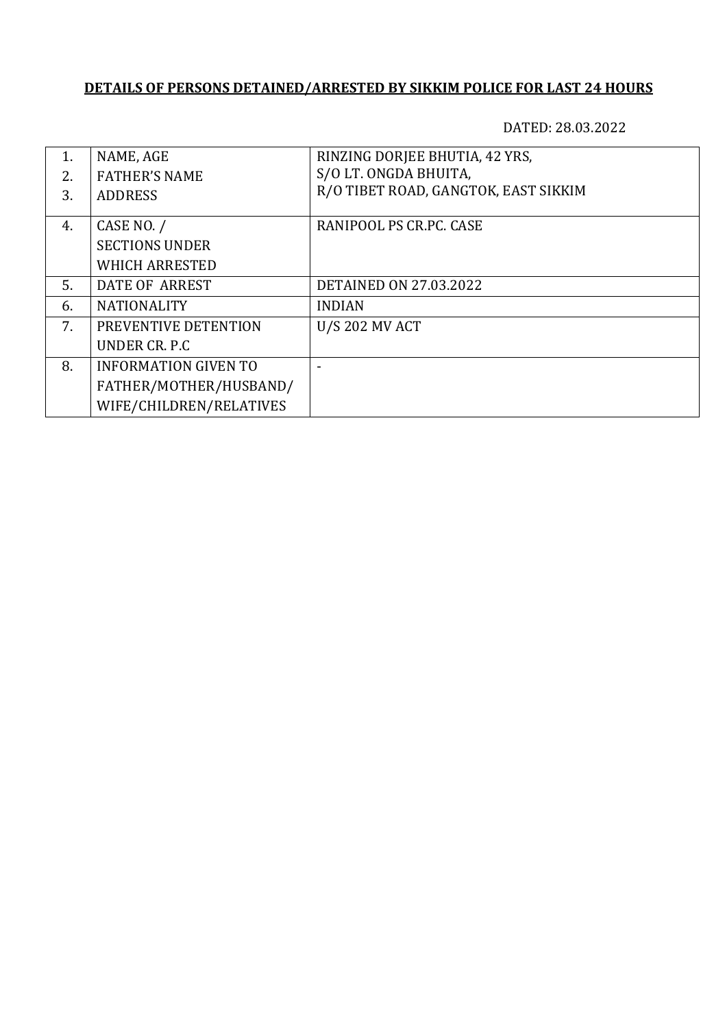**DETAILS OF PERSONS DETAINED/ARRESTED BY SIKKIM POLICE FOR LAST 24 HOURS**

DATED: 28.03.2022

| | | |
|---|---|---|
| 1.<br>2.<br>3. | NAME, AGE<br>FATHER'S NAME<br>ADDRESS | RINZING DORJEE BHUTIA, 42 YRS,<br>S/O LT. ONGDA BHUITA,<br>R/O TIBET ROAD, GANGTOK, EAST SIKKIM |
| 4. | CASE NO. /<br>SECTIONS UNDER<br>WHICH ARRESTED | RANIPOOL PS CR.PC. CASE |
| 5. | DATE OF ARREST | DETAINED ON 27.03.2022 |
| 6. | NATIONALITY | INDIAN |
| 7. | PREVENTIVE DETENTION<br>UNDER CR. P.C | U/S 202 MV ACT |
| 8. | INFORMATION GIVEN TO<br>FATHER/MOTHER/HUSBAND/<br>WIFE/CHILDREN/RELATIVES | - |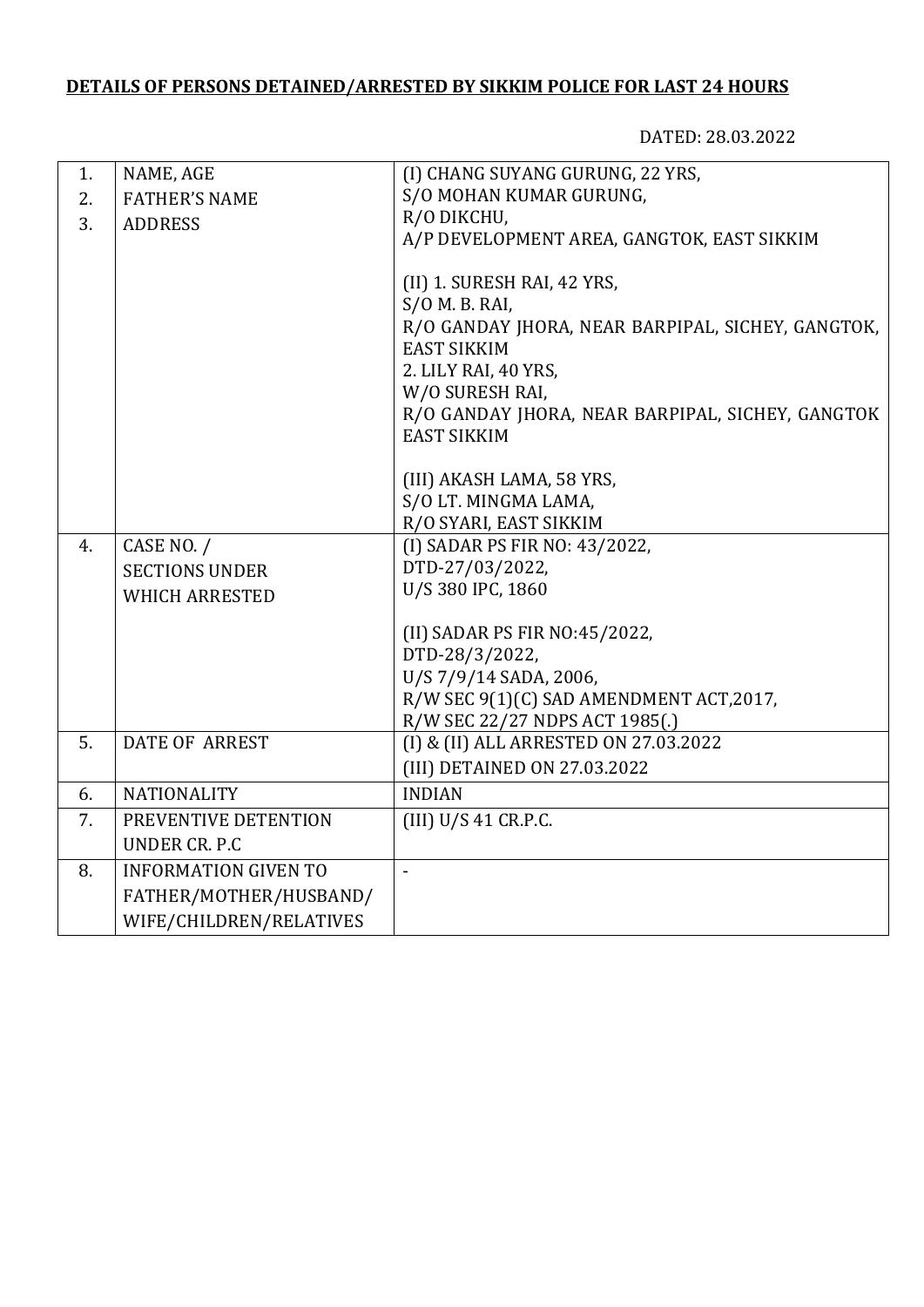**DETAILS OF PERSONS DETAINED/ARRESTED BY SIKKIM POLICE FOR LAST 24 HOURS**

DATED: 28.03.2022

| | | |
|---|---|---|
| 1.<br>2.<br>3. | NAME, AGE<br>FATHER'S NAME<br>ADDRESS | (I) CHANG SUYANG GURUNG, 22 YRS,<br>S/O MOHAN KUMAR GURUNG,<br>R/O DIKCHU,<br>A/P DEVELOPMENT AREA, GANGTOK, EAST SIKKIM<br><br>(II) 1. SURESH RAI, 42 YRS,<br>S/O M. B. RAI,<br>R/O GANDAY JHORA, NEAR BARPIPAL, SICHEY, GANGTOK, EAST SIKKIM<br>2. LILY RAI, 40 YRS,<br>W/O SURESH RAI,<br>R/O GANDAY JHORA, NEAR BARPIPAL, SICHEY, GANGTOK EAST SIKKIM<br><br>(III) AKASH LAMA, 58 YRS,<br>S/O LT. MINGMA LAMA,<br>R/O SYARI, EAST SIKKIM |
| 4. | CASE NO. /<br>SECTIONS UNDER<br>WHICH ARRESTED | (I) SADAR PS FIR NO: 43/2022,<br>DTD-27/03/2022,<br>U/S 380 IPC, 1860<br><br>(II) SADAR PS FIR NO:45/2022,<br>DTD-28/3/2022,<br>U/S 7/9/14 SADA, 2006,<br>R/W SEC 9(1)(C) SAD AMENDMENT ACT,2017,<br>R/W SEC 22/27 NDPS ACT 1985(.) |
| 5. | DATE OF ARREST | (I) & (II) ALL ARRESTED ON 27.03.2022<br>(III) DETAINED ON 27.03.2022 |
| 6. | NATIONALITY | INDIAN |
| 7. | PREVENTIVE DETENTION UNDER CR. P.C | (III) U/S 41 CR.P.C. |
| 8. | INFORMATION GIVEN TO FATHER/MOTHER/HUSBAND/ WIFE/CHILDREN/RELATIVES | - |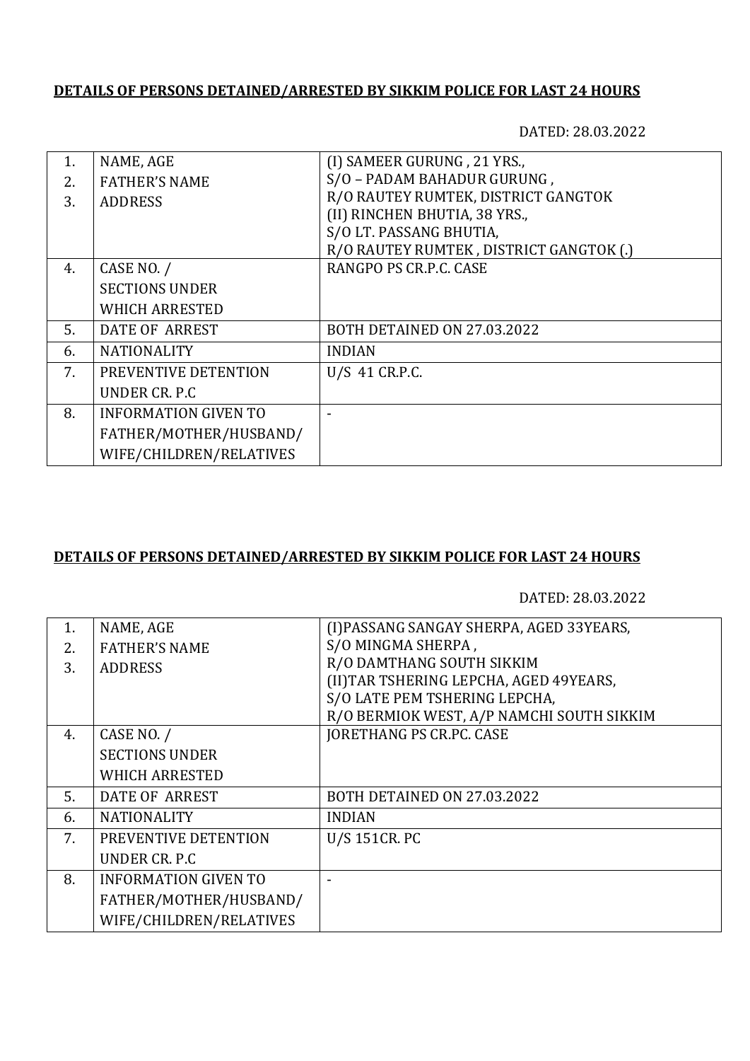**DETAILS OF PERSONS DETAINED/ARRESTED BY SIKKIM POLICE FOR LAST 24 HOURS**

DATED: 28.03.2022

| | | |
|---|---|---|
| 1.<br>2.<br>3. | NAME, AGE<br>FATHER'S NAME<br>ADDRESS | (I) SAMEER GURUNG , 21 YRS.,<br>S/O – PADAM BAHADUR GURUNG ,<br>R/O RAUTEY RUMTEK, DISTRICT GANGTOK<br>(II) RINCHEN BHUTIA, 38 YRS.,<br>S/O LT. PASSANG BHUTIA,<br>R/O RAUTEY RUMTEK , DISTRICT GANGTOK (.) |
| 4. | CASE NO. /<br>SECTIONS UNDER<br>WHICH ARRESTED | RANGPO PS CR.P.C. CASE |
| 5. | DATE OF ARREST | BOTH DETAINED ON 27.03.2022 |
| 6. | NATIONALITY | INDIAN |
| 7. | PREVENTIVE DETENTION<br>UNDER CR. P.C | U/S 41 CR.P.C. |
| 8. | INFORMATION GIVEN TO<br>FATHER/MOTHER/HUSBAND/<br>WIFE/CHILDREN/RELATIVES | - |

**DETAILS OF PERSONS DETAINED/ARRESTED BY SIKKIM POLICE FOR LAST 24 HOURS**

DATED: 28.03.2022

| | | |
|---|---|---|
| 1.<br>2.<br>3. | NAME, AGE<br>FATHER'S NAME<br>ADDRESS | (I)PASSANG SANGAY SHERPA, AGED 33YEARS,<br>S/O MINGMA SHERPA ,<br>R/O DAMTHANG SOUTH SIKKIM<br>(II)TAR TSHERING LEPCHA, AGED 49YEARS,<br>S/O LATE PEM TSHERING LEPCHA,<br>R/O BERMIOK WEST, A/P NAMCHI SOUTH SIKKIM |
| 4. | CASE NO. /<br>SECTIONS UNDER<br>WHICH ARRESTED | JORETHANG PS CR.PC. CASE |
| 5. | DATE OF ARREST | BOTH DETAINED ON 27.03.2022 |
| 6. | NATIONALITY | INDIAN |
| 7. | PREVENTIVE DETENTION<br>UNDER CR. P.C | U/S 151CR. PC |
| 8. | INFORMATION GIVEN TO<br>FATHER/MOTHER/HUSBAND/<br>WIFE/CHILDREN/RELATIVES | - |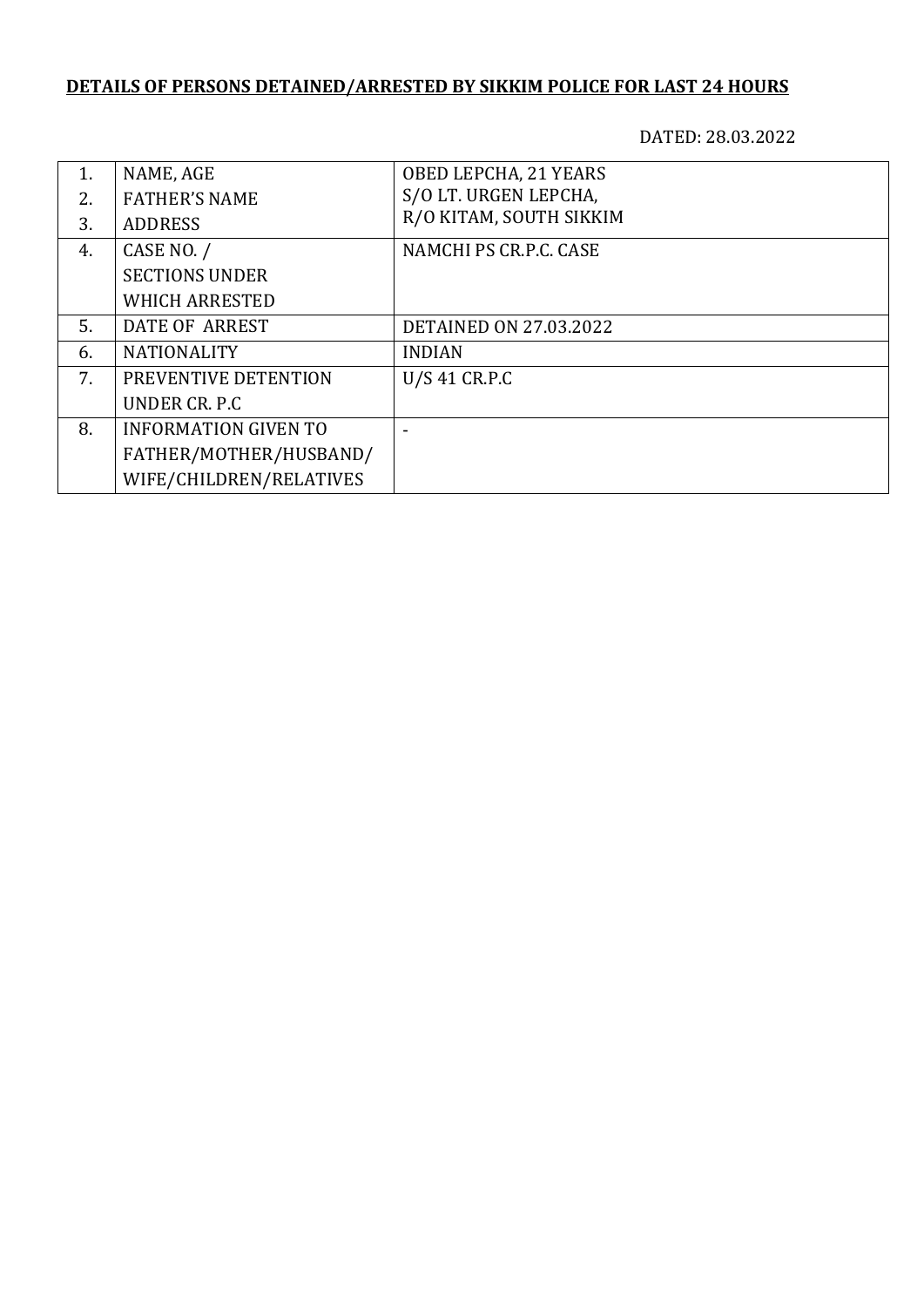**DETAILS OF PERSONS DETAINED/ARRESTED BY SIKKIM POLICE FOR LAST 24 HOURS**

DATED: 28.03.2022

| | | |
|---|---|---|
| 1.<br>2.<br>3. | NAME, AGE<br>FATHER'S NAME<br>ADDRESS | OBED LEPCHA, 21 YEARS<br>S/O LT. URGEN LEPCHA,<br>R/O KITAM, SOUTH SIKKIM |
| 4. | CASE NO. /<br>SECTIONS UNDER<br>WHICH ARRESTED | NAMCHI PS CR.P.C. CASE |
| 5. | DATE OF ARREST | DETAINED ON 27.03.2022 |
| 6. | NATIONALITY | INDIAN |
| 7. | PREVENTIVE DETENTION<br>UNDER CR. P.C | U/S 41 CR.P.C |
| 8. | INFORMATION GIVEN TO<br>FATHER/MOTHER/HUSBAND/<br>WIFE/CHILDREN/RELATIVES | - |